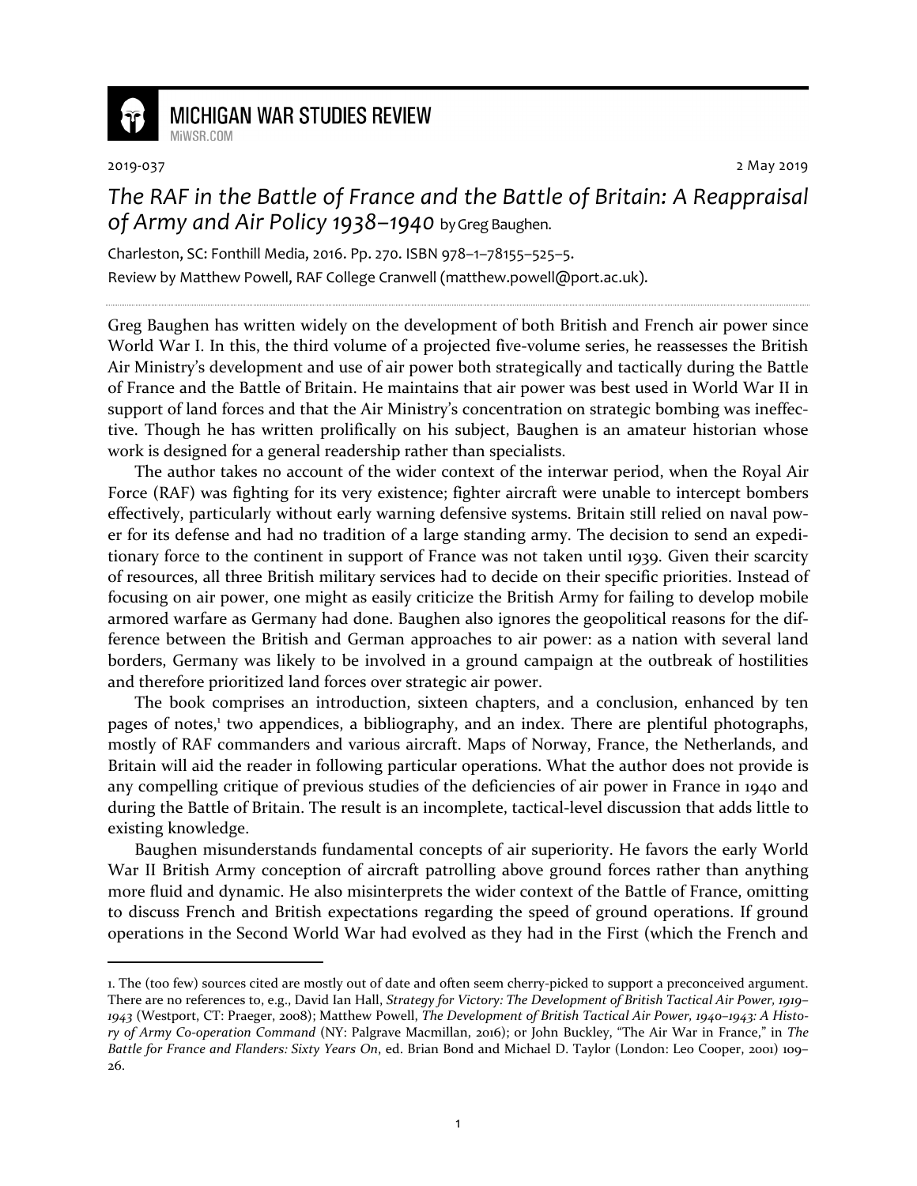MICHIGAN WAR STUDIES REVIEW
MiWSR.COM

2019-037 2 May 2019

# *The RAF in the Battle of France and the Battle of Britain: A Reappraisal of Army and Air Policy 1938–1940* by Greg Baughen.

Charleston, SC: Fonthill Media, 2016. Pp. 270. ISBN 978–1–78155–525–5.

Review by Matthew Powell, RAF College Cranwell (matthew.powell@port.ac.uk).

---

Greg Baughen has written widely on the development of both British and French air power since World War I. In this, the third volume of a projected five-volume series, he reassesses the British Air Ministry's development and use of air power both strategically and tactically during the Battle of France and the Battle of Britain. He maintains that air power was best used in World War II in support of land forces and that the Air Ministry's concentration on strategic bombing was ineffective. Though he has written prolifically on his subject, Baughen is an amateur historian whose work is designed for a general readership rather than specialists.

The author takes no account of the wider context of the interwar period, when the Royal Air Force (RAF) was fighting for its very existence; fighter aircraft were unable to intercept bombers effectively, particularly without early warning defensive systems. Britain still relied on naval power for its defense and had no tradition of a large standing army. The decision to send an expeditionary force to the continent in support of France was not taken until 1939. Given their scarcity of resources, all three British military services had to decide on their specific priorities. Instead of focusing on air power, one might as easily criticize the British Army for failing to develop mobile armored warfare as Germany had done. Baughen also ignores the geopolitical reasons for the difference between the British and German approaches to air power: as a nation with several land borders, Germany was likely to be involved in a ground campaign at the outbreak of hostilities and therefore prioritized land forces over strategic air power.

The book comprises an introduction, sixteen chapters, and a conclusion, enhanced by ten pages of notes,[1] two appendices, a bibliography, and an index. There are plentiful photographs, mostly of RAF commanders and various aircraft. Maps of Norway, France, the Netherlands, and Britain will aid the reader in following particular operations. What the author does not provide is any compelling critique of previous studies of the deficiencies of air power in France in 1940 and during the Battle of Britain. The result is an incomplete, tactical-level discussion that adds little to existing knowledge.

Baughen misunderstands fundamental concepts of air superiority. He favors the early World War II British Army conception of aircraft patrolling above ground forces rather than anything more fluid and dynamic. He also misinterprets the wider context of the Battle of France, omitting to discuss French and British expectations regarding the speed of ground operations. If ground operations in the Second World War had evolved as they had in the First (which the French and

---

1. The (too few) sources cited are mostly out of date and often seem cherry-picked to support a preconceived argument. There are no references to, e.g., David Ian Hall, *Strategy for Victory: The Development of British Tactical Air Power, 1919–1943* (Westport, CT: Praeger, 2008); Matthew Powell, *The Development of British Tactical Air Power, 1940–1943: A History of Army Co-operation Command* (NY: Palgrave Macmillan, 2016); or John Buckley, "The Air War in France," in *The Battle for France and Flanders: Sixty Years On*, ed. Brian Bond and Michael D. Taylor (London: Leo Cooper, 2001) 109–26.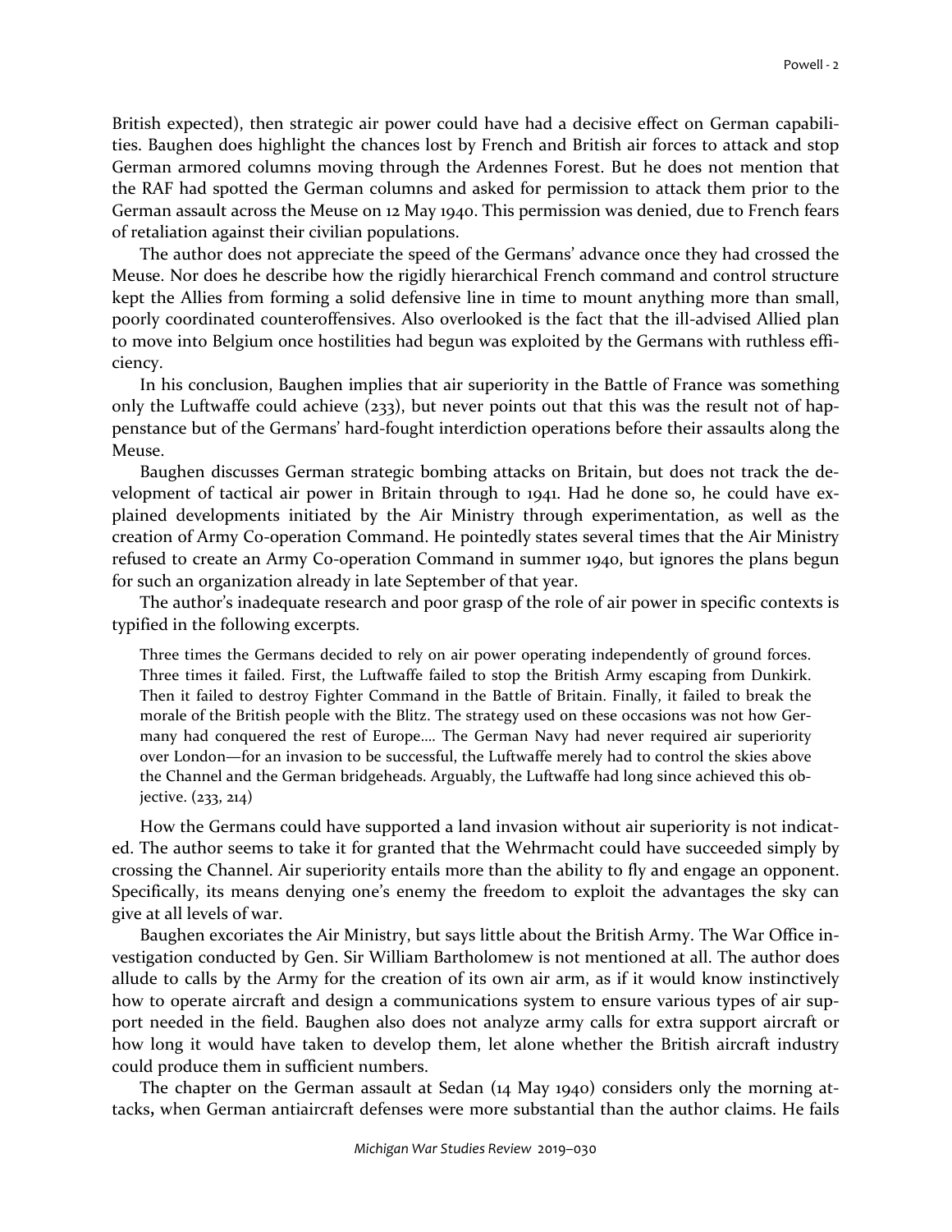British expected), then strategic air power could have had a decisive effect on German capabilities. Baughen does highlight the chances lost by French and British air forces to attack and stop German armored columns moving through the Ardennes Forest. But he does not mention that the RAF had spotted the German columns and asked for permission to attack them prior to the German assault across the Meuse on 12 May 1940. This permission was denied, due to French fears of retaliation against their civilian populations.

The author does not appreciate the speed of the Germans' advance once they had crossed the Meuse. Nor does he describe how the rigidly hierarchical French command and control structure kept the Allies from forming a solid defensive line in time to mount anything more than small, poorly coordinated counteroffensives. Also overlooked is the fact that the ill-advised Allied plan to move into Belgium once hostilities had begun was exploited by the Germans with ruthless efficiency.

In his conclusion, Baughen implies that air superiority in the Battle of France was something only the Luftwaffe could achieve (233), but never points out that this was the result not of happenstance but of the Germans' hard-fought interdiction operations before their assaults along the Meuse.

Baughen discusses German strategic bombing attacks on Britain, but does not track the development of tactical air power in Britain through to 1941. Had he done so, he could have explained developments initiated by the Air Ministry through experimentation, as well as the creation of Army Co-operation Command. He pointedly states several times that the Air Ministry refused to create an Army Co-operation Command in summer 1940, but ignores the plans begun for such an organization already in late September of that year.

The author's inadequate research and poor grasp of the role of air power in specific contexts is typified in the following excerpts.

> Three times the Germans decided to rely on air power operating independently of ground forces. Three times it failed. First, the Luftwaffe failed to stop the British Army escaping from Dunkirk. Then it failed to destroy Fighter Command in the Battle of Britain. Finally, it failed to break the morale of the British people with the Blitz. The strategy used on these occasions was not how Germany had conquered the rest of Europe.... The German Navy had never required air superiority over London—for an invasion to be successful, the Luftwaffe merely had to control the skies above the Channel and the German bridgeheads. Arguably, the Luftwaffe had long since achieved this objective. (233, 214)

How the Germans could have supported a land invasion without air superiority is not indicated. The author seems to take it for granted that the Wehrmacht could have succeeded simply by crossing the Channel. Air superiority entails more than the ability to fly and engage an opponent. Specifically, its means denying one's enemy the freedom to exploit the advantages the sky can give at all levels of war.

Baughen excoriates the Air Ministry, but says little about the British Army. The War Office investigation conducted by Gen. Sir William Bartholomew is not mentioned at all. The author does allude to calls by the Army for the creation of its own air arm, as if it would know instinctively how to operate aircraft and design a communications system to ensure various types of air support needed in the field. Baughen also does not analyze army calls for extra support aircraft or how long it would have taken to develop them, let alone whether the British aircraft industry could produce them in sufficient numbers.

The chapter on the German assault at Sedan (14 May 1940) considers only the morning attacks**,** when German antiaircraft defenses were more substantial than the author claims. He fails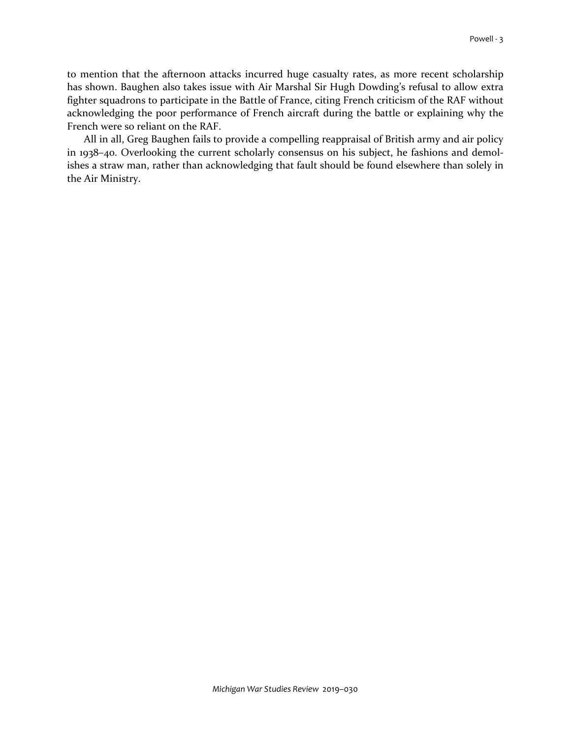to mention that the afternoon attacks incurred huge casualty rates, as more recent scholarship has shown. Baughen also takes issue with Air Marshal Sir Hugh Dowding's refusal to allow extra fighter squadrons to participate in the Battle of France, citing French criticism of the RAF without acknowledging the poor performance of French aircraft during the battle or explaining why the French were so reliant on the RAF.

All in all, Greg Baughen fails to provide a compelling reappraisal of British army and air policy in 1938–40. Overlooking the current scholarly consensus on his subject, he fashions and demolishes a straw man, rather than acknowledging that fault should be found elsewhere than solely in the Air Ministry.